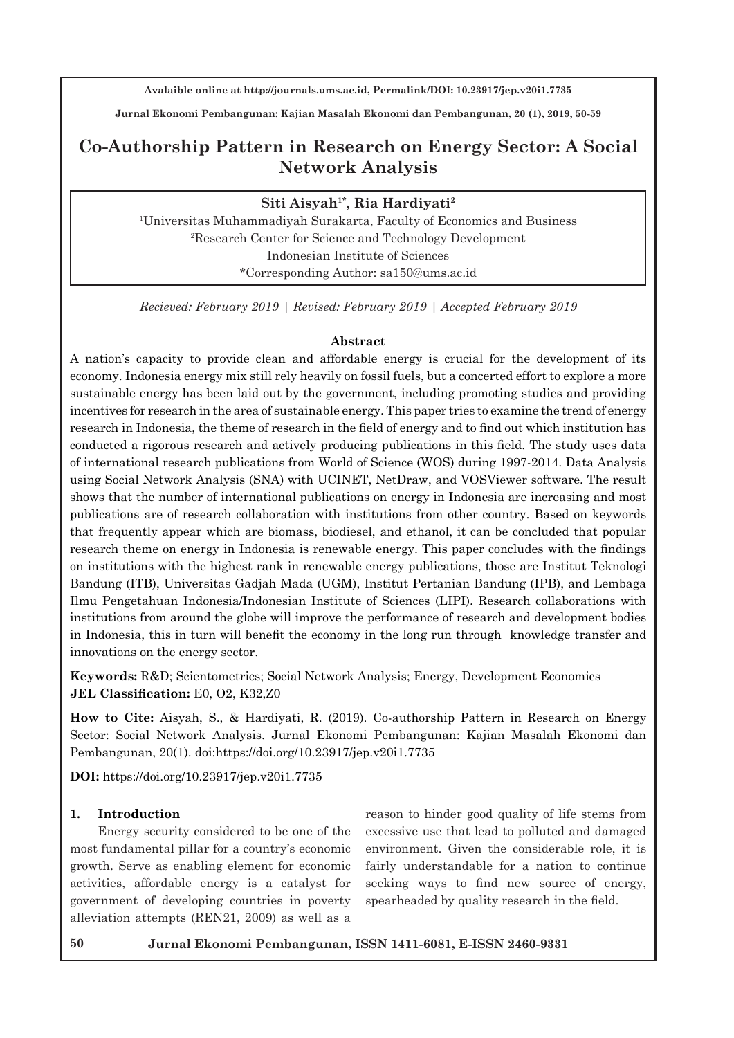Avalaible online at http://journals.ums.ac.id, Permalink/DOI: 10.23917/jep.v20i1.7735

Jurnal Ekonomi Pembangunan: Kajian Masalah Ekonomi dan Pembangunan, 20 (1), 2019, 50-59

# Co-Authorship Pattern in Research on Energy Sector: A Social Network Analysis

**Siti Aisyah[1*], Ria Hardiyati[2]**

[1]Universitas Muhammadiyah Surakarta, Faculty of Economics and Business
[2]Research Center for Science and Technology Development
Indonesian Institute of Sciences
*Corresponding Author: sa150@ums.ac.id

*Recieved: February 2019 | Revised: February 2019 | Accepted February 2019*

### Abstract

A nation's capacity to provide clean and affordable energy is crucial for the development of its economy. Indonesia energy mix still rely heavily on fossil fuels, but a concerted effort to explore a more sustainable energy has been laid out by the government, including promoting studies and providing incentives for research in the area of sustainable energy. This paper tries to examine the trend of energy research in Indonesia, the theme of research in the field of energy and to find out which institution has conducted a rigorous research and actively producing publications in this field. The study uses data of international research publications from World of Science (WOS) during 1997-2014. Data Analysis using Social Network Analysis (SNA) with UCINET, NetDraw, and VOSViewer software. The result shows that the number of international publications on energy in Indonesia are increasing and most publications are of research collaboration with institutions from other country. Based on keywords that frequently appear which are biomass, biodiesel, and ethanol, it can be concluded that popular research theme on energy in Indonesia is renewable energy. This paper concludes with the findings on institutions with the highest rank in renewable energy publications, those are Institut Teknologi Bandung (ITB), Universitas Gadjah Mada (UGM), Institut Pertanian Bandung (IPB), and Lembaga Ilmu Pengetahuan Indonesia/Indonesian Institute of Sciences (LIPI). Research collaborations with institutions from around the globe will improve the performance of research and development bodies in Indonesia, this in turn will benefit the economy in the long run through knowledge transfer and innovations on the energy sector.

**Keywords:** R&D; Scientometrics; Social Network Analysis; Energy, Development Economics
**JEL Classification:** E0, O2, K32,Z0

**How to Cite:** Aisyah, S., & Hardiyati, R. (2019). Co-authorship Pattern in Research on Energy Sector: Social Network Analysis. Jurnal Ekonomi Pembangunan: Kajian Masalah Ekonomi dan Pembangunan, 20(1). doi:https://doi.org/10.23917/jep.v20i1.7735

**DOI:** https://doi.org/10.23917/jep.v20i1.7735

## 1. Introduction

Energy security considered to be one of the most fundamental pillar for a country's economic growth. Serve as enabling element for economic activities, affordable energy is a catalyst for government of developing countries in poverty alleviation attempts (REN21, 2009) as well as a reason to hinder good quality of life stems from excessive use that lead to polluted and damaged environment. Given the considerable role, it is fairly understandable for a nation to continue seeking ways to find new source of energy, spearheaded by quality research in the field.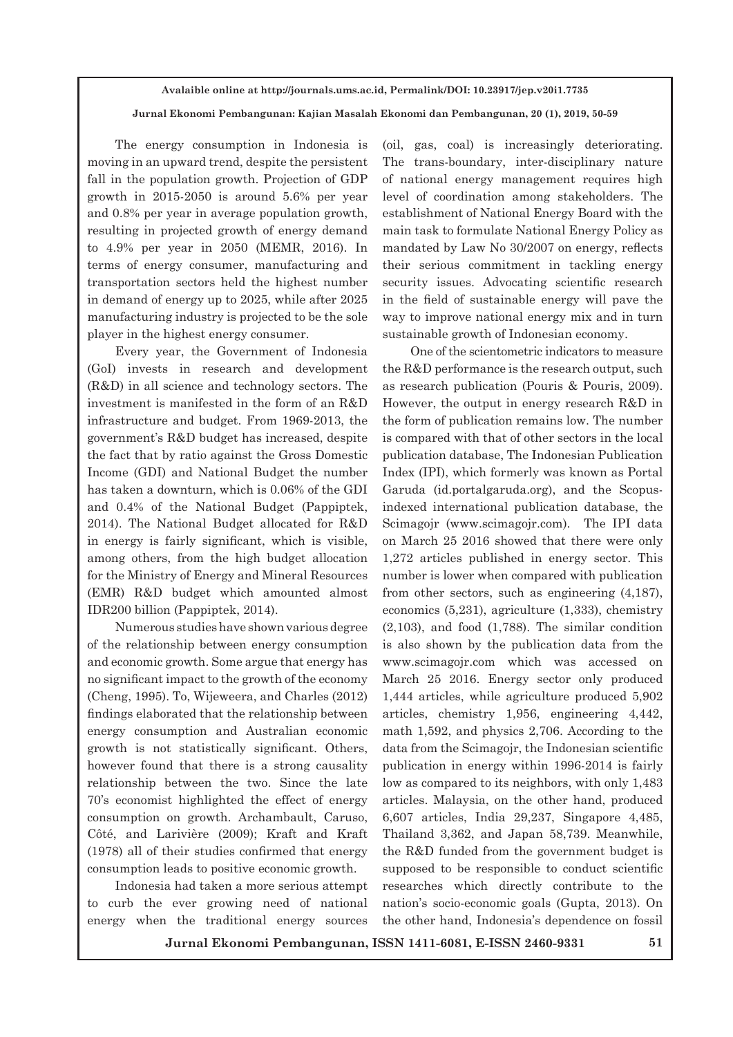The energy consumption in Indonesia is moving in an upward trend, despite the persistent fall in the population growth. Projection of GDP growth in 2015-2050 is around 5.6% per year and 0.8% per year in average population growth, resulting in projected growth of energy demand to 4.9% per year in 2050 (MEMR, 2016). In terms of energy consumer, manufacturing and transportation sectors held the highest number in demand of energy up to 2025, while after 2025 manufacturing industry is projected to be the sole player in the highest energy consumer.

Every year, the Government of Indonesia (GoI) invests in research and development (R&D) in all science and technology sectors. The investment is manifested in the form of an R&D infrastructure and budget. From 1969-2013, the government's R&D budget has increased, despite the fact that by ratio against the Gross Domestic Income (GDI) and National Budget the number has taken a downturn, which is 0.06% of the GDI and 0.4% of the National Budget (Pappiptek, 2014). The National Budget allocated for R&D in energy is fairly significant, which is visible, among others, from the high budget allocation for the Ministry of Energy and Mineral Resources (EMR) R&D budget which amounted almost IDR200 billion (Pappiptek, 2014).

Numerous studies have shown various degree of the relationship between energy consumption and economic growth. Some argue that energy has no significant impact to the growth of the economy (Cheng, 1995). To, Wijeweera, and Charles (2012) findings elaborated that the relationship between energy consumption and Australian economic growth is not statistically significant. Others, however found that there is a strong causality relationship between the two. Since the late 70's economist highlighted the effect of energy consumption on growth. Archambault, Caruso, Côté, and Larivière (2009); Kraft and Kraft (1978) all of their studies confirmed that energy consumption leads to positive economic growth.

Indonesia had taken a more serious attempt to curb the ever growing need of national energy when the traditional energy sources (oil, gas, coal) is increasingly deteriorating. The trans-boundary, inter-disciplinary nature of national energy management requires high level of coordination among stakeholders. The establishment of National Energy Board with the main task to formulate National Energy Policy as mandated by Law No 30/2007 on energy, reflects their serious commitment in tackling energy security issues. Advocating scientific research in the field of sustainable energy will pave the way to improve national energy mix and in turn sustainable growth of Indonesian economy.

One of the scientometric indicators to measure the R&D performance is the research output, such as research publication (Pouris & Pouris, 2009). However, the output in energy research R&D in the form of publication remains low. The number is compared with that of other sectors in the local publication database, The Indonesian Publication Index (IPI), which formerly was known as Portal Garuda (id.portalgaruda.org), and the Scopus-indexed international publication database, the Scimagojr (www.scimagojr.com). The IPI data on March 25 2016 showed that there were only 1,272 articles published in energy sector. This number is lower when compared with publication from other sectors, such as engineering (4,187), economics (5,231), agriculture (1,333), chemistry (2,103), and food (1,788). The similar condition is also shown by the publication data from the www.scimagojr.com which was accessed on March 25 2016. Energy sector only produced 1,444 articles, while agriculture produced 5,902 articles, chemistry 1,956, engineering 4,442, math 1,592, and physics 2,706. According to the data from the Scimagojr, the Indonesian scientific publication in energy within 1996-2014 is fairly low as compared to its neighbors, with only 1,483 articles. Malaysia, on the other hand, produced 6,607 articles, India 29,237, Singapore 4,485, Thailand 3,362, and Japan 58,739. Meanwhile, the R&D funded from the government budget is supposed to be responsible to conduct scientific researches which directly contribute to the nation's socio-economic goals (Gupta, 2013). On the other hand, Indonesia's dependence on fossil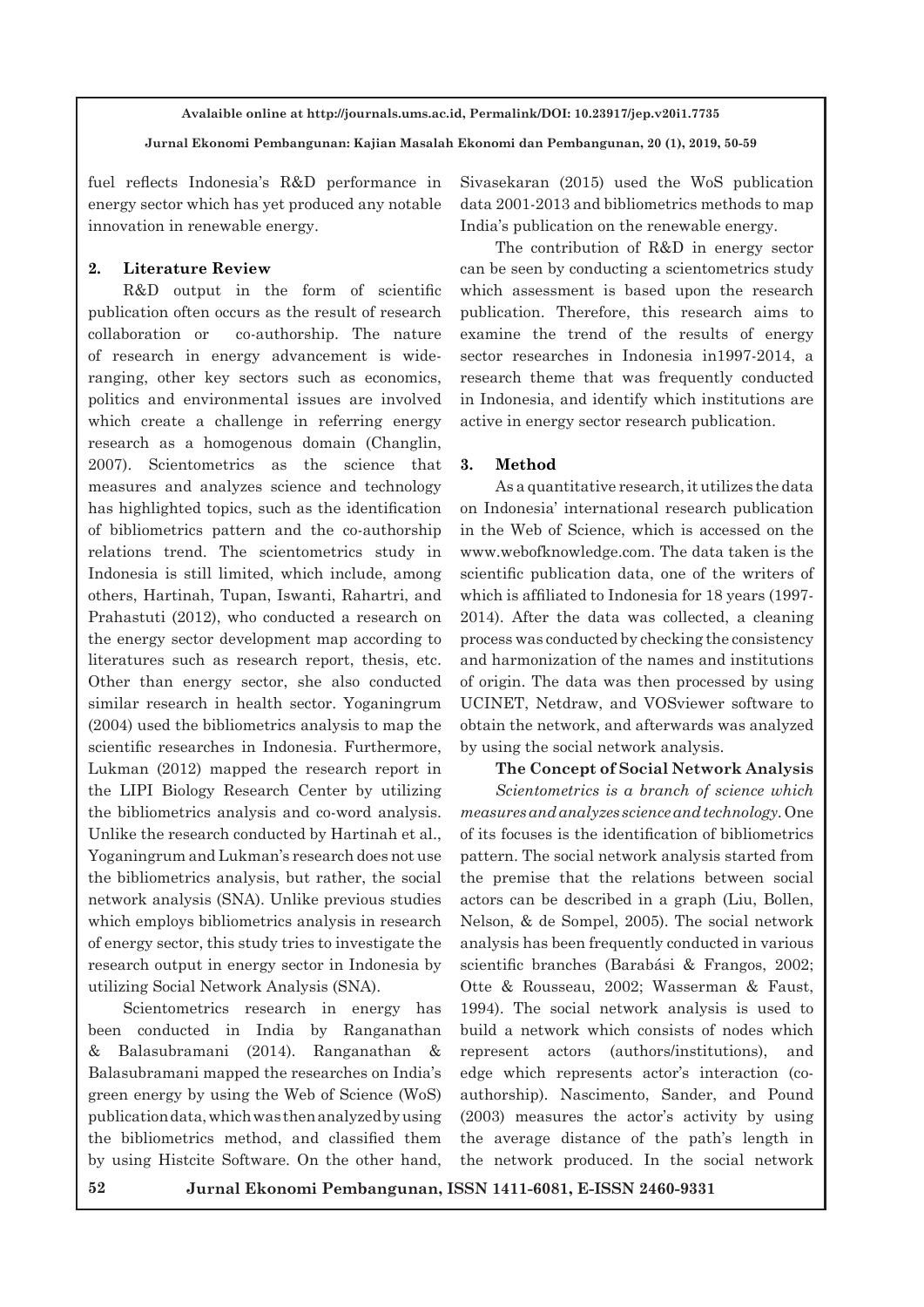fuel reflects Indonesia's R&D performance in energy sector which has yet produced any notable innovation in renewable energy.

## 2. Literature Review

R&D output in the form of scientific publication often occurs as the result of research collaboration or co-authorship. The nature of research in energy advancement is wide-ranging, other key sectors such as economics, politics and environmental issues are involved which create a challenge in referring energy research as a homogenous domain (Changlin, 2007). Scientometrics as the science that measures and analyzes science and technology has highlighted topics, such as the identification of bibliometrics pattern and the co-authorship relations trend. The scientometrics study in Indonesia is still limited, which include, among others, Hartinah, Tupan, Iswanti, Rahartri, and Prahastuti (2012), who conducted a research on the energy sector development map according to literatures such as research report, thesis, etc. Other than energy sector, she also conducted similar research in health sector. Yoganingrum (2004) used the bibliometrics analysis to map the scientific researches in Indonesia. Furthermore, Lukman (2012) mapped the research report in the LIPI Biology Research Center by utilizing the bibliometrics analysis and co-word analysis. Unlike the research conducted by Hartinah et al., Yoganingrum and Lukman's research does not use the bibliometrics analysis, but rather, the social network analysis (SNA). Unlike previous studies which employs bibliometrics analysis in research of energy sector, this study tries to investigate the research output in energy sector in Indonesia by utilizing Social Network Analysis (SNA).

Scientometrics research in energy has been conducted in India by Ranganathan & Balasubramani (2014). Ranganathan & Balasubramani mapped the researches on India's green energy by using the Web of Science (WoS) publication data, which was then analyzed by using the bibliometrics method, and classified them by using Histcite Software. On the other hand, Sivasekaran (2015) used the WoS publication data 2001-2013 and bibliometrics methods to map India's publication on the renewable energy.

The contribution of R&D in energy sector can be seen by conducting a scientometrics study which assessment is based upon the research publication. Therefore, this research aims to examine the trend of the results of energy sector researches in Indonesia in1997-2014, a research theme that was frequently conducted in Indonesia, and identify which institutions are active in energy sector research publication.

## 3. Method

As a quantitative research, it utilizes the data on Indonesia' international research publication in the Web of Science, which is accessed on the www.webofknowledge.com. The data taken is the scientific publication data, one of the writers of which is affiliated to Indonesia for 18 years (1997-2014). After the data was collected, a cleaning process was conducted by checking the consistency and harmonization of the names and institutions of origin. The data was then processed by using UCINET, Netdraw, and VOSviewer software to obtain the network, and afterwards was analyzed by using the social network analysis.

### The Concept of Social Network Analysis

*Scientometrics is a branch of science which measures and analyzes science and technology.* One of its focuses is the identification of bibliometrics pattern. The social network analysis started from the premise that the relations between social actors can be described in a graph (Liu, Bollen, Nelson, & de Sompel, 2005). The social network analysis has been frequently conducted in various scientific branches (Barabási & Frangos, 2002; Otte & Rousseau, 2002; Wasserman & Faust, 1994). The social network analysis is used to build a network which consists of nodes which represent actors (authors/institutions), and edge which represents actor's interaction (co-authorship). Nascimento, Sander, and Pound (2003) measures the actor's activity by using the average distance of the path's length in the network produced. In the social network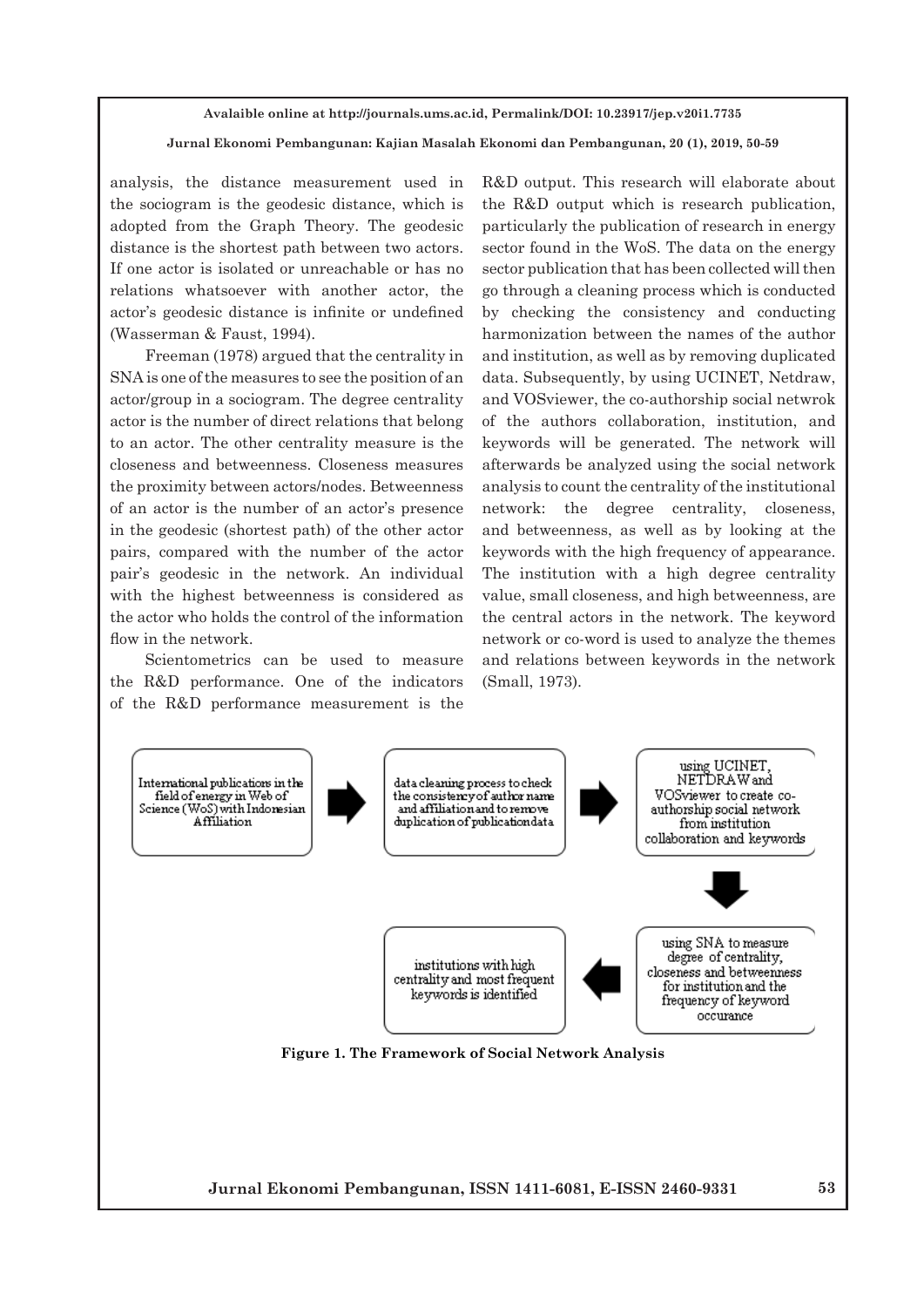analysis, the distance measurement used in the sociogram is the geodesic distance, which is adopted from the Graph Theory. The geodesic distance is the shortest path between two actors. If one actor is isolated or unreachable or has no relations whatsoever with another actor, the actor's geodesic distance is infinite or undefined (Wasserman & Faust, 1994).

Freeman (1978) argued that the centrality in SNA is one of the measures to see the position of an actor/group in a sociogram. The degree centrality actor is the number of direct relations that belong to an actor. The other centrality measure is the closeness and betweenness. Closeness measures the proximity between actors/nodes. Betweenness of an actor is the number of an actor's presence in the geodesic (shortest path) of the other actor pairs, compared with the number of the actor pair's geodesic in the network. An individual with the highest betweenness is considered as the actor who holds the control of the information flow in the network.

Scientometrics can be used to measure the R&D performance. One of the indicators of the R&D performance measurement is the R&D output. This research will elaborate about the R&D output which is research publication, particularly the publication of research in energy sector found in the WoS. The data on the energy sector publication that has been collected will then go through a cleaning process which is conducted by checking the consistency and conducting harmonization between the names of the author and institution, as well as by removing duplicated data. Subsequently, by using UCINET, Netdraw, and VOSviewer, the co-authorship social netwrok of the authors collaboration, institution, and keywords will be generated. The network will afterwards be analyzed using the social network analysis to count the centrality of the institutional network: the degree centrality, closeness, and betweenness, as well as by looking at the keywords with the high frequency of appearance. The institution with a high degree centrality value, small closeness, and high betweenness, are the central actors in the network. The keyword network or co-word is used to analyze the themes and relations between keywords in the network (Small, 1973).

International publications in the field of energy in Web of Science (WoS) with Indonesian Affiliation → data cleaning process to check the consistency of author name and affiliation and to remove duplication of publication data → using UCINET, NETDRAW and VOSviewer to create co-authorship social network from institution collaboration and keywords → using SNA to measure degree of centrality, closeness and betweenness for institution and the frequency of keyword occurance → institutions with high centrality and most frequent keywords is identified

**Figure 1. The Framework of Social Network Analysis**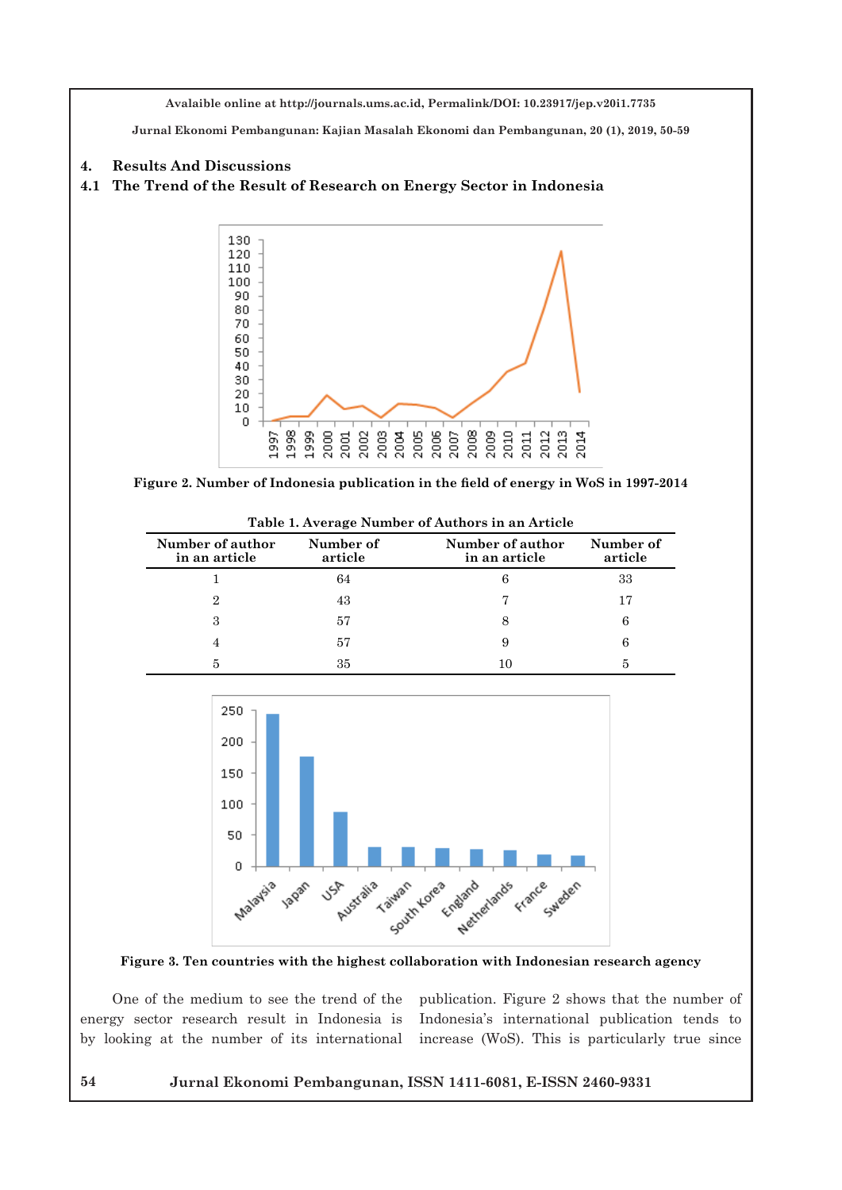## 4. Results And Discussions

### 4.1 The Trend of the Result of Research on Energy Sector in Indonesia

Figure 2. Number of Indonesia publication in the field of energy in WoS in 1997-2014

Table 1. Average Number of Authors in an Article

| Number of author in an article | Number of article | Number of author in an article | Number of article |
|---|---|---|---|
| 1 | 64 | 6 | 33 |
| 2 | 43 | 7 | 17 |
| 3 | 57 | 8 | 6 |
| 4 | 57 | 9 | 6 |
| 5 | 35 | 10 | 5 |

Figure 3. Ten countries with the highest collaboration with Indonesian research agency

One of the medium to see the trend of the energy sector research result in Indonesia is by looking at the number of its international publication. Figure 2 shows that the number of Indonesia's international publication tends to increase (WoS). This is particularly true since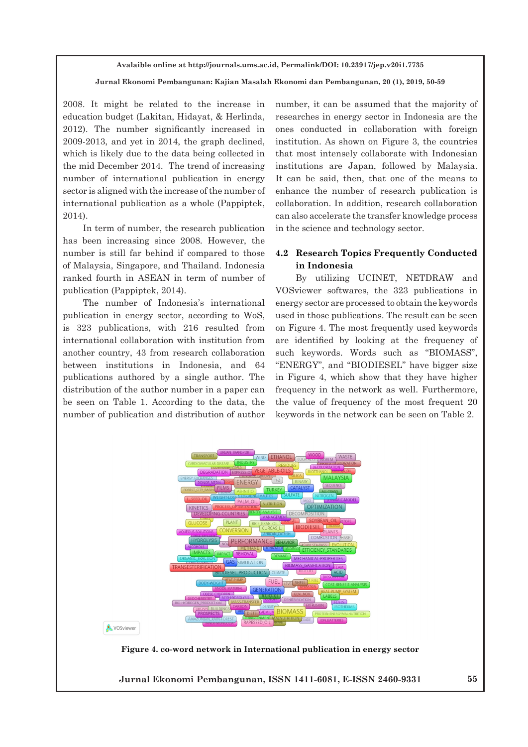2008. It might be related to the increase in education budget (Lakitan, Hidayat, & Herlinda, 2012). The number significantly increased in 2009-2013, and yet in 2014, the graph declined, which is likely due to the data being collected in the mid December 2014. The trend of increasing number of international publication in energy sector is aligned with the increase of the number of international publication as a whole (Pappiptek, 2014).

In term of number, the research publication has been increasing since 2008. However, the number is still far behind if compared to those of Malaysia, Singapore, and Thailand. Indonesia ranked fourth in ASEAN in term of number of publication (Pappiptek, 2014).

The number of Indonesia's international publication in energy sector, according to WoS, is 323 publications, with 216 resulted from international collaboration with institution from another country, 43 from research collaboration between institutions in Indonesia, and 64 publications authored by a single author. The distribution of the author number in a paper can be seen on Table 1. According to the data, the number of publication and distribution of author number, it can be assumed that the majority of researches in energy sector in Indonesia are the ones conducted in collaboration with foreign institution. As shown on Figure 3, the countries that most intensely collaborate with Indonesian institutions are Japan, followed by Malaysia. It can be said, then, that one of the means to enhance the number of research publication is collaboration. In addition, research collaboration can also accelerate the transfer knowledge process in the science and technology sector.

### 4.2 Research Topics Frequently Conducted in Indonesia

By utilizing UCINET, NETDRAW and VOSviewer softwares, the 323 publications in energy sector are processed to obtain the keywords used in those publications. The result can be seen on Figure 4. The most frequently used keywords are identified by looking at the frequency of such keywords. Words such as "BIOMASS", "ENERGY", and "BIODIESEL" have bigger size in Figure 4, which show that they have higher frequency in the network as well. Furthermore, the value of frequency of the most frequent 20 keywords in the network can be seen on Table 2.

**Figure 4. co-word network in International publication in energy sector**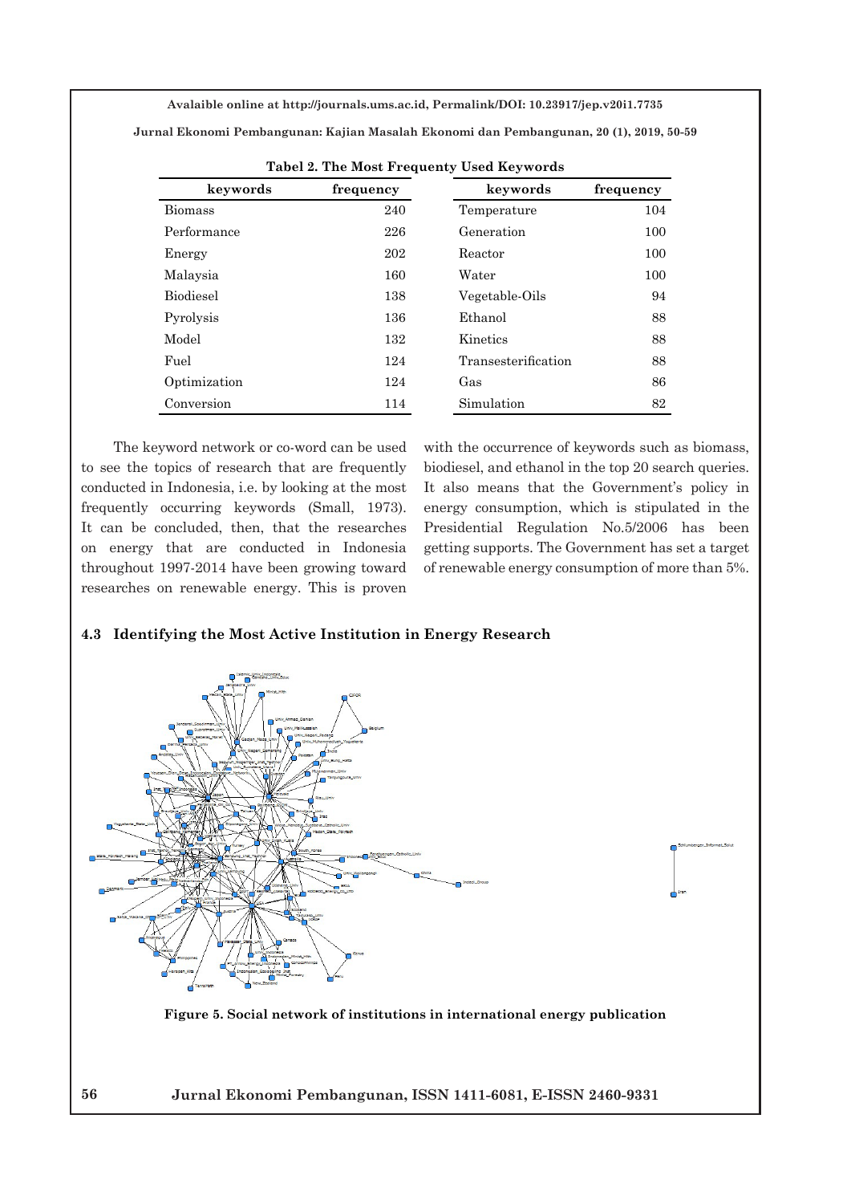**Tabel 2. The Most Frequent Used Keywords**

| keywords | frequency | keywords | frequency |
|---|---|---|---|
| Biomass | 240 | Temperature | 104 |
| Performance | 226 | Generation | 100 |
| Energy | 202 | Reactor | 100 |
| Malaysia | 160 | Water | 100 |
| Biodiesel | 138 | Vegetable-Oils | 94 |
| Pyrolysis | 136 | Ethanol | 88 |
| Model | 132 | Kinetics | 88 |
| Fuel | 124 | Transesterification | 88 |
| Optimization | 124 | Gas | 86 |
| Conversion | 114 | Simulation | 82 |

The keyword network or co-word can be used to see the topics of research that are frequently conducted in Indonesia, i.e. by looking at the most frequently occurring keywords (Small, 1973). It can be concluded, then, that the researches on energy that are conducted in Indonesia throughout 1997-2014 have been growing toward researches on renewable energy. This is proven with the occurrence of keywords such as biomass, biodiesel, and ethanol in the top 20 search queries. It also means that the Government's policy in energy consumption, which is stipulated in the Presidential Regulation No.5/2006 has been getting supports. The Government has set a target of renewable energy consumption of more than 5%.

### 4.3 Identifying the Most Active Institution in Energy Research

**Figure 5. Social network of institutions in international energy publication**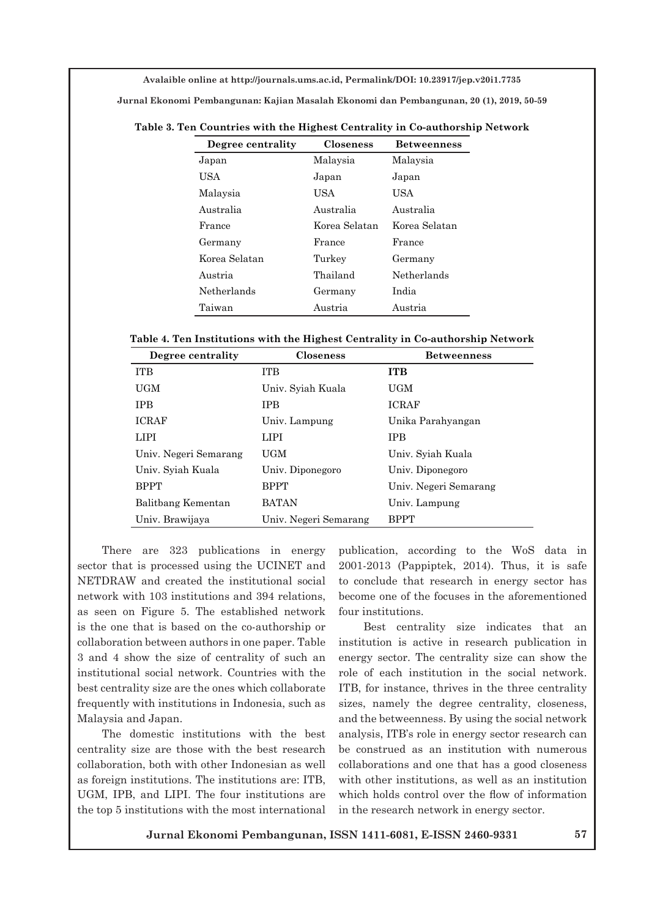**Table 3. Ten Countries with the Highest Centrality in Co-authorship Network**

| Degree centrality | Closeness | Betweenness |
|---|---|---|
| Japan | Malaysia | Malaysia |
| USA | Japan | Japan |
| Malaysia | USA | USA |
| Australia | Australia | Australia |
| France | Korea Selatan | Korea Selatan |
| Germany | France | France |
| Korea Selatan | Turkey | Germany |
| Austria | Thailand | Netherlands |
| Netherlands | Germany | India |
| Taiwan | Austria | Austria |

**Table 4. Ten Institutions with the Highest Centrality in Co-authorship Network**

| Degree centrality | Closeness | Betweenness |
|---|---|---|
| ITB | ITB | **ITB** |
| UGM | Univ. Syiah Kuala | UGM |
| IPB | IPB | ICRAF |
| ICRAF | Univ. Lampung | Unika Parahyangan |
| LIPI | LIPI | IPB |
| Univ. Negeri Semarang | UGM | Univ. Syiah Kuala |
| Univ. Syiah Kuala | Univ. Diponegoro | Univ. Diponegoro |
| BPPT | BPPT | Univ. Negeri Semarang |
| Balitbang Kementan | BATAN | Univ. Lampung |
| Univ. Brawijaya | Univ. Negeri Semarang | BPPT |

There are 323 publications in energy sector that is processed using the UCINET and NETDRAW and created the institutional social network with 103 institutions and 394 relations, as seen on Figure 5. The established network is the one that is based on the co-authorship or collaboration between authors in one paper. Table 3 and 4 show the size of centrality of such an institutional social network. Countries with the best centrality size are the ones which collaborate frequently with institutions in Indonesia, such as Malaysia and Japan.

The domestic institutions with the best centrality size are those with the best research collaboration, both with other Indonesian as well as foreign institutions. The institutions are: ITB, UGM, IPB, and LIPI. The four institutions are the top 5 institutions with the most international publication, according to the WoS data in 2001-2013 (Pappiptek, 2014). Thus, it is safe to conclude that research in energy sector has become one of the focuses in the aforementioned four institutions.

Best centrality size indicates that an institution is active in research publication in energy sector. The centrality size can show the role of each institution in the social network. ITB, for instance, thrives in the three centrality sizes, namely the degree centrality, closeness, and the betweenness. By using the social network analysis, ITB's role in energy sector research can be construed as an institution with numerous collaborations and one that has a good closeness with other institutions, as well as an institution which holds control over the flow of information in the research network in energy sector.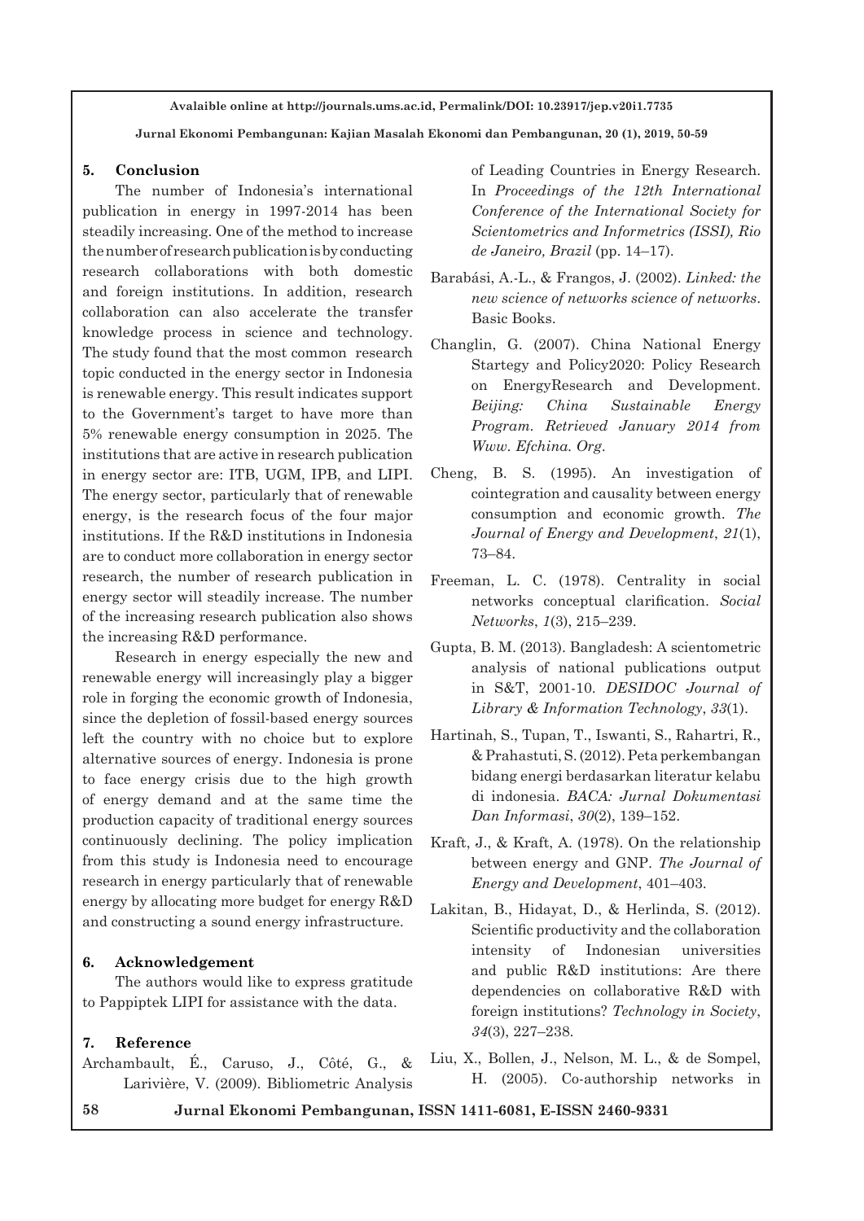## 5. Conclusion

The number of Indonesia's international publication in energy in 1997-2014 has been steadily increasing. One of the method to increase the number of research publication is by conducting research collaborations with both domestic and foreign institutions. In addition, research collaboration can also accelerate the transfer knowledge process in science and technology. The study found that the most common research topic conducted in the energy sector in Indonesia is renewable energy. This result indicates support to the Government's target to have more than 5% renewable energy consumption in 2025. The institutions that are active in research publication in energy sector are: ITB, UGM, IPB, and LIPI. The energy sector, particularly that of renewable energy, is the research focus of the four major institutions. If the R&D institutions in Indonesia are to conduct more collaboration in energy sector research, the number of research publication in energy sector will steadily increase. The number of the increasing research publication also shows the increasing R&D performance.

Research in energy especially the new and renewable energy will increasingly play a bigger role in forging the economic growth of Indonesia, since the depletion of fossil-based energy sources left the country with no choice but to explore alternative sources of energy. Indonesia is prone to face energy crisis due to the high growth of energy demand and at the same time the production capacity of traditional energy sources continuously declining. The policy implication from this study is Indonesia need to encourage research in energy particularly that of renewable energy by allocating more budget for energy R&D and constructing a sound energy infrastructure.

## 6. Acknowledgement

The authors would like to express gratitude to Pappiptek LIPI for assistance with the data.

## 7. Reference

Archambault, É., Caruso, J., Côté, G., & Larivière, V. (2009). Bibliometric Analysis of Leading Countries in Energy Research. In *Proceedings of the 12th International Conference of the International Society for Scientometrics and Informetrics (ISSI), Rio de Janeiro, Brazil* (pp. 14–17).

Barabási, A.-L., & Frangos, J. (2002). *Linked: the new science of networks science of networks*. Basic Books.

Changlin, G. (2007). China National Energy Startegy and Policy2020: Policy Research on EnergyResearch and Development. *Beijing: China Sustainable Energy Program. Retrieved January 2014 from Www. Efchina. Org.*

Cheng, B. S. (1995). An investigation of cointegration and causality between energy consumption and economic growth. *The Journal of Energy and Development*, *21*(1), 73–84.

Freeman, L. C. (1978). Centrality in social networks conceptual clarification. *Social Networks*, *1*(3), 215–239.

Gupta, B. M. (2013). Bangladesh: A scientometric analysis of national publications output in S&T, 2001-10. *DESIDOC Journal of Library & Information Technology*, *33*(1).

Hartinah, S., Tupan, T., Iswanti, S., Rahartri, R., & Prahastuti, S. (2012). Peta perkembangan bidang energi berdasarkan literatur kelabu di indonesia. *BACA: Jurnal Dokumentasi Dan Informasi*, *30*(2), 139–152.

Kraft, J., & Kraft, A. (1978). On the relationship between energy and GNP. *The Journal of Energy and Development*, 401–403.

Lakitan, B., Hidayat, D., & Herlinda, S. (2012). Scientific productivity and the collaboration intensity of Indonesian universities and public R&D institutions: Are there dependencies on collaborative R&D with foreign institutions? *Technology in Society*, *34*(3), 227–238.

Liu, X., Bollen, J., Nelson, M. L., & de Sompel, H. (2005). Co-authorship networks in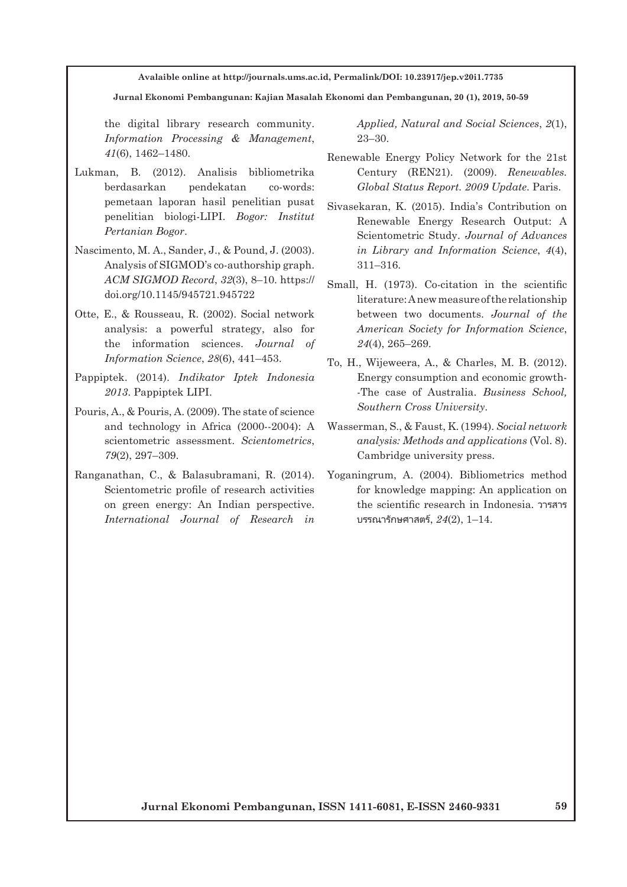the digital library research community. *Information Processing & Management*, *41*(6), 1462–1480.

Lukman, B. (2012). Analisis bibliometrika berdasarkan pendekatan co-words: pemetaan laporan hasil penelitian pusat penelitian biologi-LIPI. *Bogor: Institut Pertanian Bogor*.

Nascimento, M. A., Sander, J., & Pound, J. (2003). Analysis of SIGMOD's co-authorship graph. *ACM SIGMOD Record, 32*(3), 8–10. https://doi.org/10.1145/945721.945722

Otte, E., & Rousseau, R. (2002). Social network analysis: a powerful strategy, also for the information sciences. *Journal of Information Science*, *28*(6), 441–453.

Pappiptek. (2014). *Indikator Iptek Indonesia 2013*. Pappiptek LIPI.

Pouris, A., & Pouris, A. (2009). The state of science and technology in Africa (2000--2004): A scientometric assessment. *Scientometrics*, *79*(2), 297–309.

Ranganathan, C., & Balasubramani, R. (2014). Scientometric profile of research activities on green energy: An Indian perspective. *International Journal of Research in Applied, Natural and Social Sciences*, *2*(1), 23–30.

Renewable Energy Policy Network for the 21st Century (REN21). (2009). *Renewables. Global Status Report. 2009 Update*. Paris.

Sivasekaran, K. (2015). India's Contribution on Renewable Energy Research Output: A Scientometric Study. *Journal of Advances in Library and Information Science*, *4*(4), 311–316.

Small, H. (1973). Co-citation in the scientific literature: A new measure of the relationship between two documents. *Journal of the American Society for Information Science*, *24*(4), 265–269.

To, H., Wijeweera, A., & Charles, M. B. (2012). Energy consumption and economic growth--The case of Australia. *Business School, Southern Cross University*.

Wasserman, S., & Faust, K. (1994). *Social network analysis: Methods and applications* (Vol. 8). Cambridge university press.

Yoganingrum, A. (2004). Bibliometrics method for knowledge mapping: An application on the scientific research in Indonesia. วารสารบรรณารักษศาสตร์, *24*(2), 1–14.